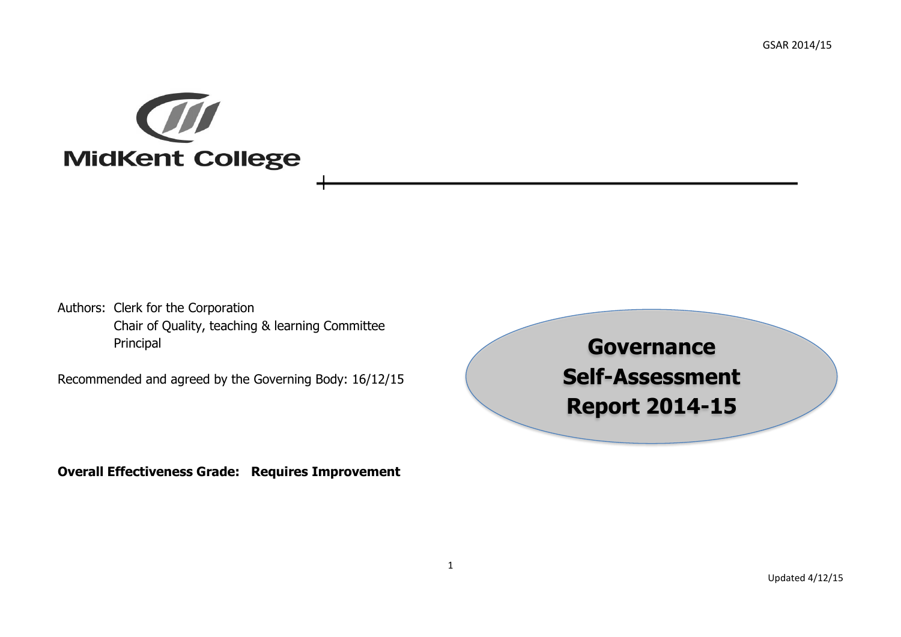MidKent College

Authors: Clerk for the Corporation
Chair of Quality, teaching & learning Committee
Principal

Recommended and agreed by the Governing Body: 16/12/15

# Governance Self-Assessment Report 2014-15

**Overall Effectiveness Grade: Requires Improvement**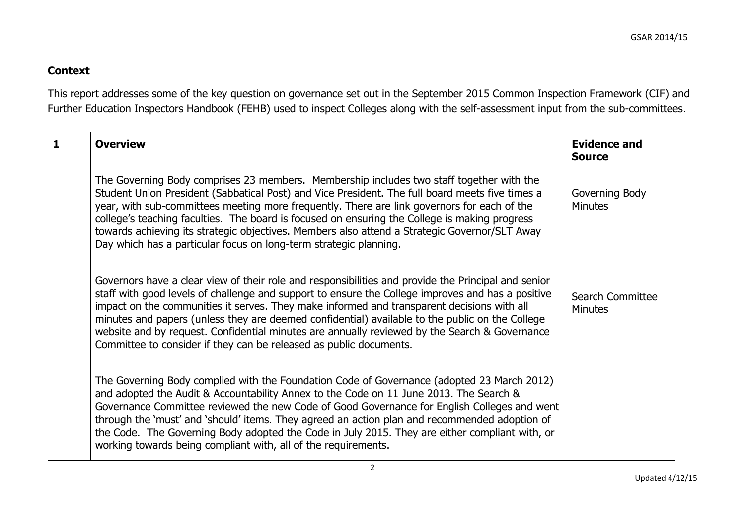## Context

This report addresses some of the key question on governance set out in the September 2015 Common Inspection Framework (CIF) and Further Education Inspectors Handbook (FEHB) used to inspect Colleges along with the self-assessment input from the sub-committees.

| 1 | Overview | Evidence and Source |
|---|---|---|
| | The Governing Body comprises 23 members. Membership includes two staff together with the Student Union President (Sabbatical Post) and Vice President. The full board meets five times a year, with sub-committees meeting more frequently. There are link governors for each of the college's teaching faculties. The board is focused on ensuring the College is making progress towards achieving its strategic objectives. Members also attend a Strategic Governor/SLT Away Day which has a particular focus on long-term strategic planning. | Governing Body Minutes |
| | Governors have a clear view of their role and responsibilities and provide the Principal and senior staff with good levels of challenge and support to ensure the College improves and has a positive impact on the communities it serves. They make informed and transparent decisions with all minutes and papers (unless they are deemed confidential) available to the public on the College website and by request. Confidential minutes are annually reviewed by the Search & Governance Committee to consider if they can be released as public documents. | Search Committee Minutes |
| | The Governing Body complied with the Foundation Code of Governance (adopted 23 March 2012) and adopted the Audit & Accountability Annex to the Code on 11 June 2013. The Search & Governance Committee reviewed the new Code of Good Governance for English Colleges and went through the 'must' and 'should' items. They agreed an action plan and recommended adoption of the Code. The Governing Body adopted the Code in July 2015. They are either compliant with, or working towards being compliant with, all of the requirements. | |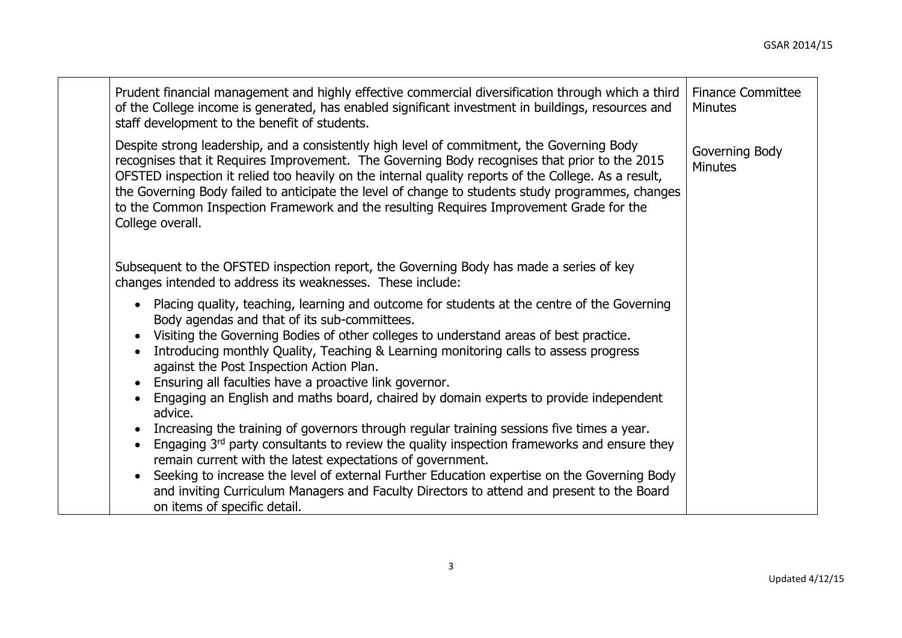| | | |
|---|---|---|
| | Prudent financial management and highly effective commercial diversification through which a third of the College income is generated, has enabled significant investment in buildings, resources and staff development to the benefit of students. | Finance Committee Minutes |
| | Despite strong leadership, and a consistently high level of commitment, the Governing Body recognises that it Requires Improvement. The Governing Body recognises that prior to the 2015 OFSTED inspection it relied too heavily on the internal quality reports of the College. As a result, the Governing Body failed to anticipate the level of change to students study programmes, changes to the Common Inspection Framework and the resulting Requires Improvement Grade for the College overall.<br><br>Subsequent to the OFSTED inspection report, the Governing Body has made a series of key changes intended to address its weaknesses. These include:<br>• Placing quality, teaching, learning and outcome for students at the centre of the Governing Body agendas and that of its sub-committees.<br>• Visiting the Governing Bodies of other colleges to understand areas of best practice.<br>• Introducing monthly Quality, Teaching & Learning monitoring calls to assess progress against the Post Inspection Action Plan.<br>• Ensuring all faculties have a proactive link governor.<br>• Engaging an English and maths board, chaired by domain experts to provide independent advice.<br>• Increasing the training of governors through regular training sessions five times a year.<br>• Engaging 3rd party consultants to review the quality inspection frameworks and ensure they remain current with the latest expectations of government.<br>• Seeking to increase the level of external Further Education expertise on the Governing Body and inviting Curriculum Managers and Faculty Directors to attend and present to the Board on items of specific detail. | Governing Body Minutes |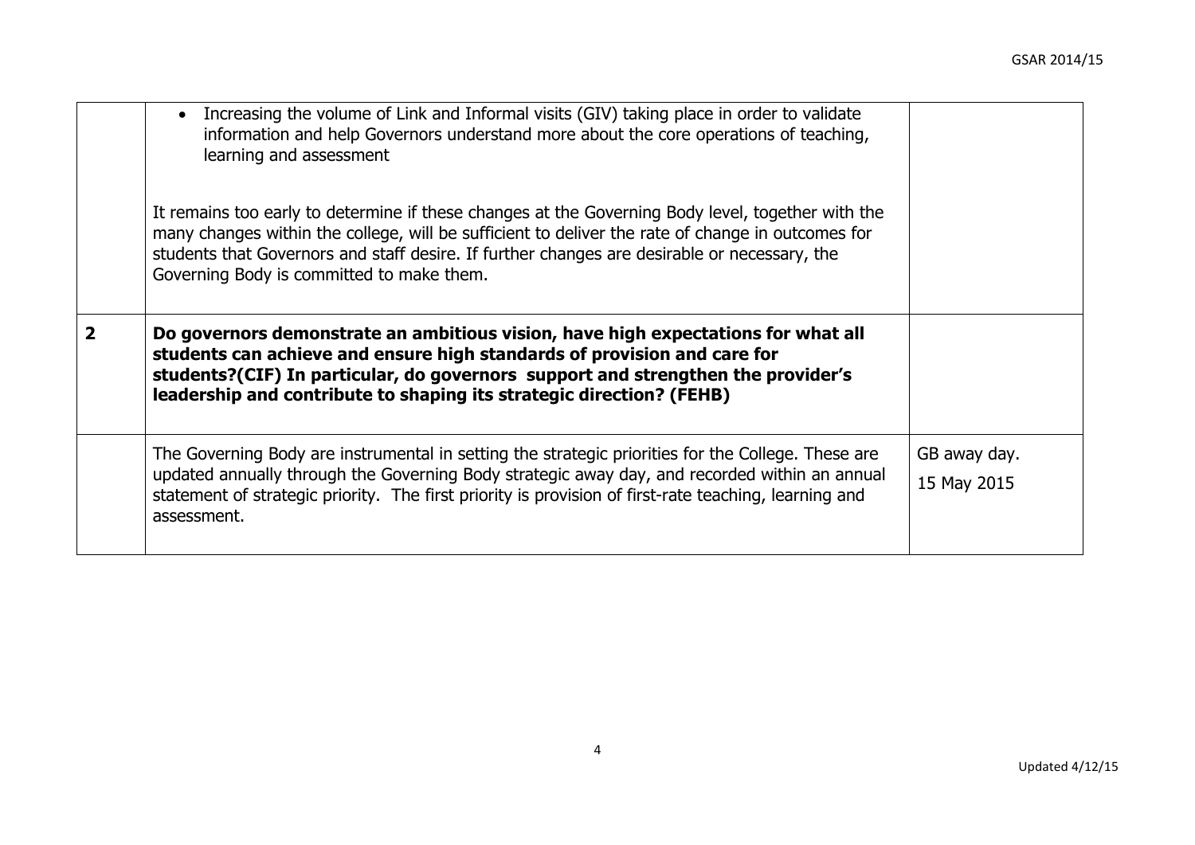| | | |
|---|---|---|
| | • Increasing the volume of Link and Informal visits (GIV) taking place in order to validate information and help Governors understand more about the core operations of teaching, learning and assessment<br><br>It remains too early to determine if these changes at the Governing Body level, together with the many changes within the college, will be sufficient to deliver the rate of change in outcomes for students that Governors and staff desire. If further changes are desirable or necessary, the Governing Body is committed to make them. | |
| **2** | **Do governors demonstrate an ambitious vision, have high expectations for what all students can achieve and ensure high standards of provision and care for students?(CIF) In particular, do governors support and strengthen the provider's leadership and contribute to shaping its strategic direction? (FEHB)** | |
| | The Governing Body are instrumental in setting the strategic priorities for the College. These are updated annually through the Governing Body strategic away day, and recorded within an annual statement of strategic priority. The first priority is provision of first-rate teaching, learning and assessment. | GB away day.<br>15 May 2015 |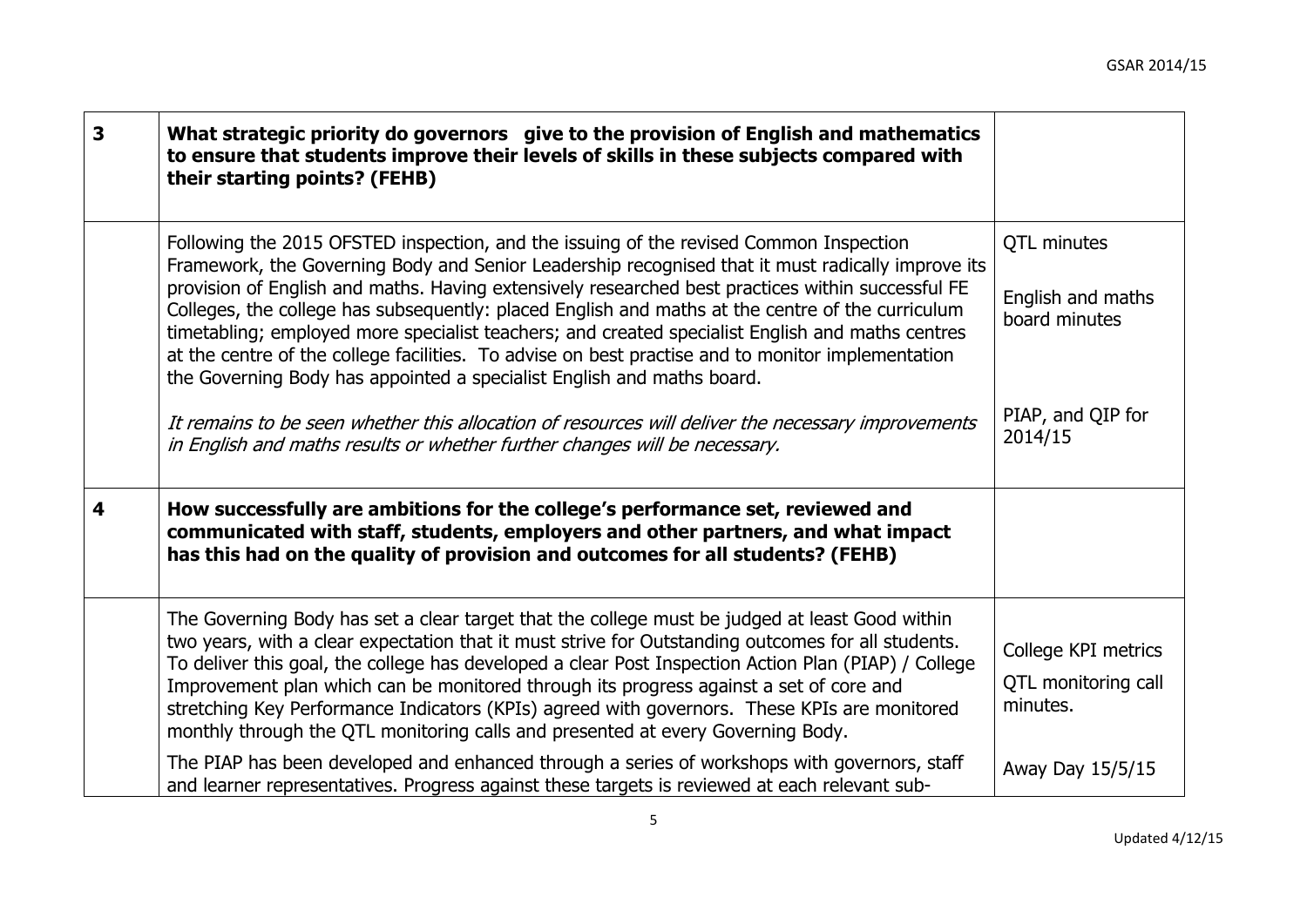| | | |
|---|---|---|
| **3** | **What strategic priority do governors give to the provision of English and mathematics to ensure that students improve their levels of skills in these subjects compared with their starting points? (FEHB)** | |
| | Following the 2015 OFSTED inspection, and the issuing of the revised Common Inspection Framework, the Governing Body and Senior Leadership recognised that it must radically improve its provision of English and maths. Having extensively researched best practices within successful FE Colleges, the college has subsequently: placed English and maths at the centre of the curriculum timetabling; employed more specialist teachers; and created specialist English and maths centres at the centre of the college facilities. To advise on best practise and to monitor implementation the Governing Body has appointed a specialist English and maths board.<br><br>*It remains to be seen whether this allocation of resources will deliver the necessary improvements in English and maths results or whether further changes will be necessary.* | QTL minutes<br><br>English and maths board minutes<br><br>PIAP, and QIP for 2014/15 |
| **4** | **How successfully are ambitions for the college's performance set, reviewed and communicated with staff, students, employers and other partners, and what impact has this had on the quality of provision and outcomes for all students? (FEHB)** | |
| | The Governing Body has set a clear target that the college must be judged at least Good within two years, with a clear expectation that it must strive for Outstanding outcomes for all students. To deliver this goal, the college has developed a clear Post Inspection Action Plan (PIAP) / College Improvement plan which can be monitored through its progress against a set of core and stretching Key Performance Indicators (KPIs) agreed with governors. These KPIs are monitored monthly through the QTL monitoring calls and presented at every Governing Body.<br><br>The PIAP has been developed and enhanced through a series of workshops with governors, staff and learner representatives. Progress against these targets is reviewed at each relevant sub- | College KPI metrics<br><br>QTL monitoring call minutes.<br><br>Away Day 15/5/15 |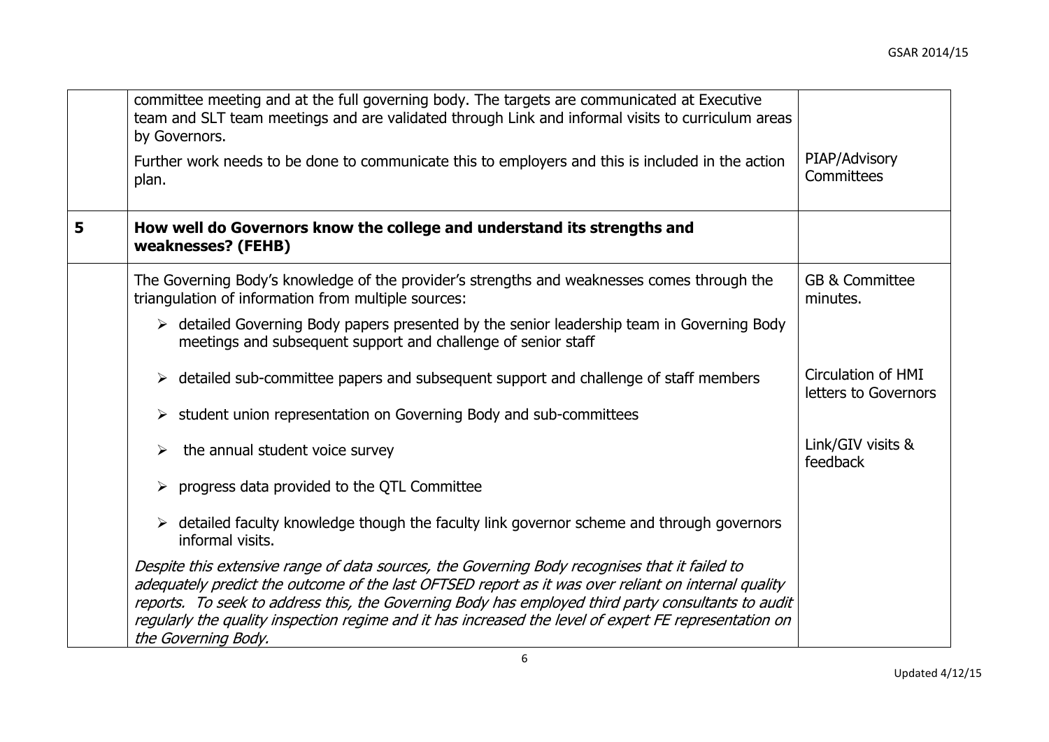| | | |
|---|---|---|
| | committee meeting and at the full governing body. The targets are communicated at Executive team and SLT team meetings and are validated through Link and informal visits to curriculum areas by Governors.<br><br>Further work needs to be done to communicate this to employers and this is included in the action plan. | PIAP/Advisory Committees |
| **5** | **How well do Governors know the college and understand its strengths and weaknesses? (FEHB)** | |
| | The Governing Body's knowledge of the provider's strengths and weaknesses comes through the triangulation of information from multiple sources:<br><br>➢ detailed Governing Body papers presented by the senior leadership team in Governing Body meetings and subsequent support and challenge of senior staff<br><br>➢ detailed sub-committee papers and subsequent support and challenge of staff members<br><br>➢ student union representation on Governing Body and sub-committees<br><br>➢ the annual student voice survey<br><br>➢ progress data provided to the QTL Committee<br><br>➢ detailed faculty knowledge though the faculty link governor scheme and through governors informal visits.<br><br>*Despite this extensive range of data sources, the Governing Body recognises that it failed to adequately predict the outcome of the last OFTSED report as it was over reliant on internal quality reports. To seek to address this, the Governing Body has employed third party consultants to audit regularly the quality inspection regime and it has increased the level of expert FE representation on the Governing Body.* | GB & Committee minutes.<br><br>Circulation of HMI letters to Governors<br><br>Link/GIV visits & feedback |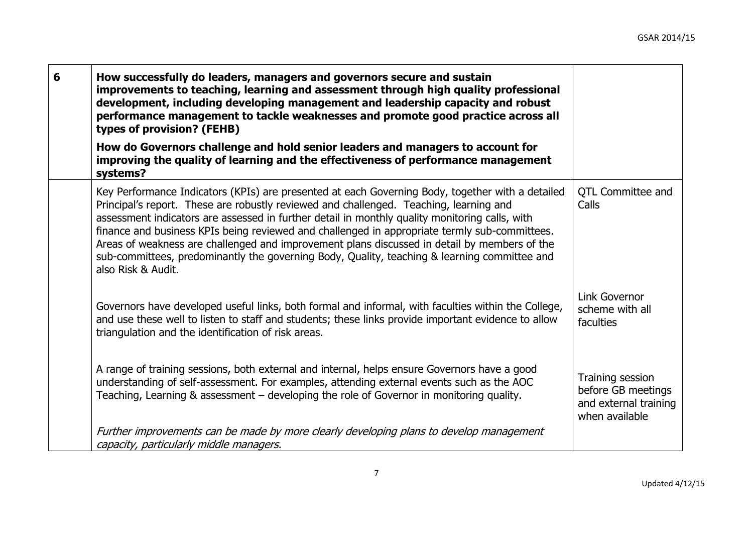| 6 | **How successfully do leaders, managers and governors secure and sustain improvements to teaching, learning and assessment through high quality professional development, including developing management and leadership capacity and robust performance management to tackle weaknesses and promote good practice across all types of provision? (FEHB)**<br><br>**How do Governors challenge and hold senior leaders and managers to account for improving the quality of learning and the effectiveness of performance management systems?** | |
|---|---|---|
| | Key Performance Indicators (KPIs) are presented at each Governing Body, together with a detailed Principal's report. These are robustly reviewed and challenged. Teaching, learning and assessment indicators are assessed in further detail in monthly quality monitoring calls, with finance and business KPIs being reviewed and challenged in appropriate termly sub-committees. Areas of weakness are challenged and improvement plans discussed in detail by members of the sub-committees, predominantly the governing Body, Quality, teaching & learning committee and also Risk & Audit.<br><br>Governors have developed useful links, both formal and informal, with faculties within the College, and use these well to listen to staff and students; these links provide important evidence to allow triangulation and the identification of risk areas.<br><br>A range of training sessions, both external and internal, helps ensure Governors have a good understanding of self-assessment. For examples, attending external events such as the AOC Teaching, Learning & assessment – developing the role of Governor in monitoring quality.<br><br>*Further improvements can be made by more clearly developing plans to develop management capacity, particularly middle managers.* | QTL Committee and Calls<br><br>Link Governor scheme with all faculties<br><br>Training session before GB meetings and external training when available |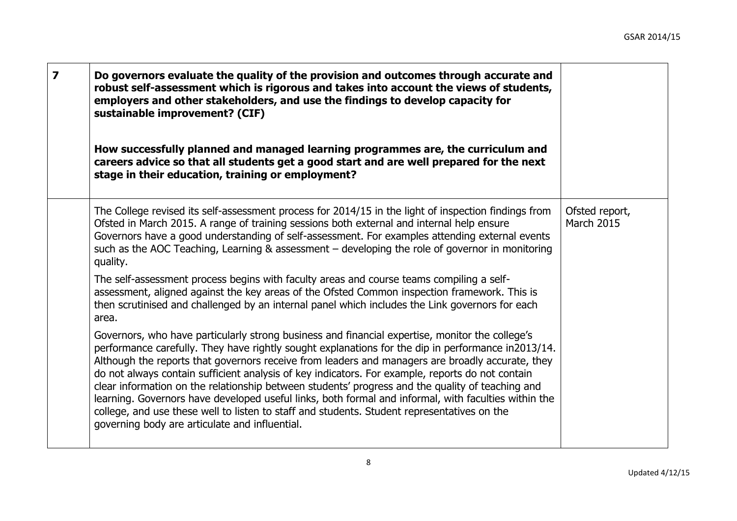| 7 | **Do governors evaluate the quality of the provision and outcomes through accurate and robust self-assessment which is rigorous and takes into account the views of students, employers and other stakeholders, and use the findings to develop capacity for sustainable improvement? (CIF)**<br><br>**How successfully planned and managed learning programmes are, the curriculum and careers advice so that all students get a good start and are well prepared for the next stage in their education, training or employment?** | |
|---|---|---|
| | The College revised its self-assessment process for 2014/15 in the light of inspection findings from Ofsted in March 2015. A range of training sessions both external and internal help ensure Governors have a good understanding of self-assessment. For examples attending external events such as the AOC Teaching, Learning & assessment – developing the role of governor in monitoring quality.<br><br>The self-assessment process begins with faculty areas and course teams compiling a self-assessment, aligned against the key areas of the Ofsted Common inspection framework. This is then scrutinised and challenged by an internal panel which includes the Link governors for each area.<br><br>Governors, who have particularly strong business and financial expertise, monitor the college's performance carefully. They have rightly sought explanations for the dip in performance in2013/14. Although the reports that governors receive from leaders and managers are broadly accurate, they do not always contain sufficient analysis of key indicators. For example, reports do not contain clear information on the relationship between students' progress and the quality of teaching and learning. Governors have developed useful links, both formal and informal, with faculties within the college, and use these well to listen to staff and students. Student representatives on the governing body are articulate and influential. | Ofsted report, March 2015 |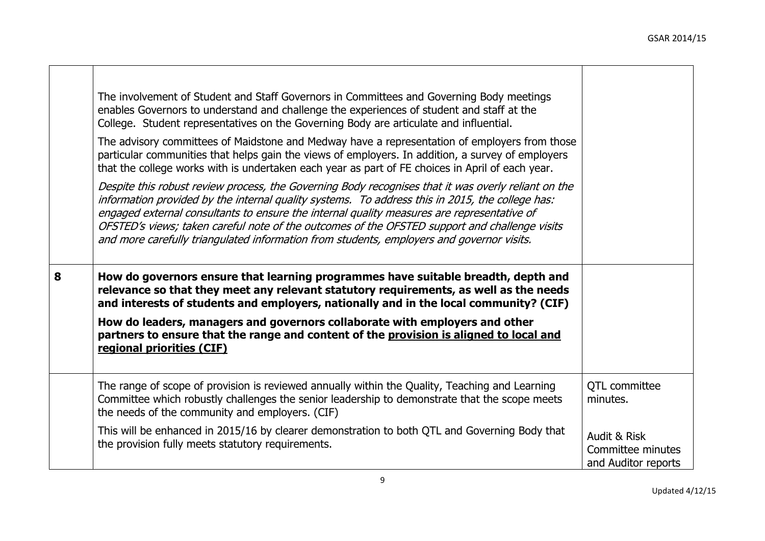| | | |
|---|---|---|
| | The involvement of Student and Staff Governors in Committees and Governing Body meetings enables Governors to understand and challenge the experiences of student and staff at the College. Student representatives on the Governing Body are articulate and influential.<br><br>The advisory committees of Maidstone and Medway have a representation of employers from those particular communities that helps gain the views of employers. In addition, a survey of employers that the college works with is undertaken each year as part of FE choices in April of each year.<br><br>*Despite this robust review process, the Governing Body recognises that it was overly reliant on the information provided by the internal quality systems. To address this in 2015, the college has: engaged external consultants to ensure the internal quality measures are representative of OFSTED's views; taken careful note of the outcomes of the OFSTED support and challenge visits and more carefully triangulated information from students, employers and governor visits.* | |
| **8** | **How do governors ensure that learning programmes have suitable breadth, depth and relevance so that they meet any relevant statutory requirements, as well as the needs and interests of students and employers, nationally and in the local community? (CIF)**<br><br>**How do leaders, managers and governors collaborate with employers and other partners to ensure that the range and content of the <u>provision is aligned to local and regional priorities (CIF)</u>** | |
| | The range of scope of provision is reviewed annually within the Quality, Teaching and Learning Committee which robustly challenges the senior leadership to demonstrate that the scope meets the needs of the community and employers. (CIF)<br><br>This will be enhanced in 2015/16 by clearer demonstration to both QTL and Governing Body that the provision fully meets statutory requirements. | QTL committee minutes.<br><br>Audit & Risk Committee minutes and Auditor reports |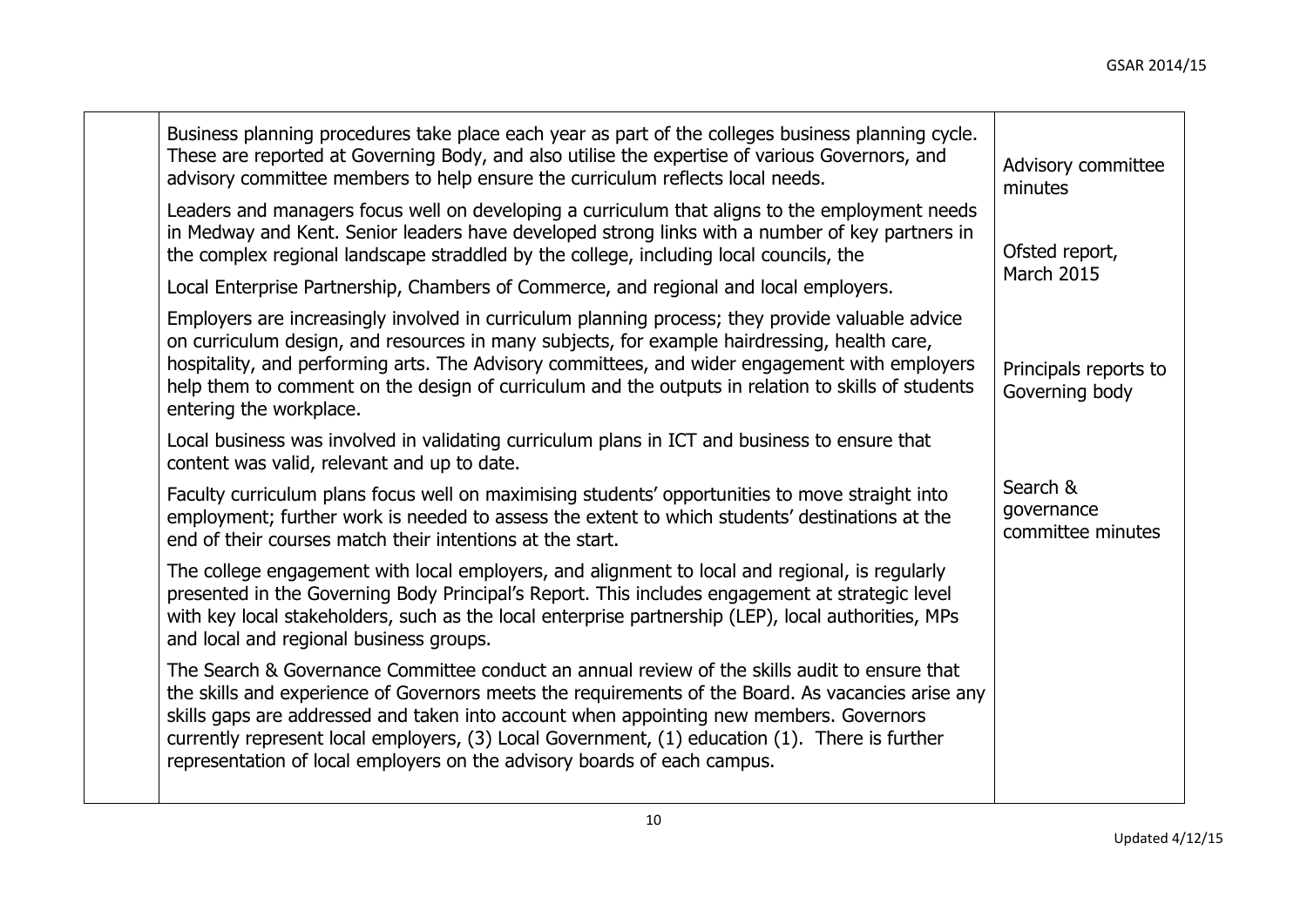| | | |
|---|---|---|
| | Business planning procedures take place each year as part of the colleges business planning cycle. These are reported at Governing Body, and also utilise the expertise of various Governors, and advisory committee members to help ensure the curriculum reflects local needs.<br><br>Leaders and managers focus well on developing a curriculum that aligns to the employment needs in Medway and Kent. Senior leaders have developed strong links with a number of key partners in the complex regional landscape straddled by the college, including local councils, the<br><br>Local Enterprise Partnership, Chambers of Commerce, and regional and local employers.<br><br>Employers are increasingly involved in curriculum planning process; they provide valuable advice on curriculum design, and resources in many subjects, for example hairdressing, health care, hospitality, and performing arts. The Advisory committees, and wider engagement with employers help them to comment on the design of curriculum and the outputs in relation to skills of students entering the workplace.<br><br>Local business was involved in validating curriculum plans in ICT and business to ensure that content was valid, relevant and up to date.<br><br>Faculty curriculum plans focus well on maximising students' opportunities to move straight into employment; further work is needed to assess the extent to which students' destinations at the end of their courses match their intentions at the start.<br><br>The college engagement with local employers, and alignment to local and regional, is regularly presented in the Governing Body Principal's Report. This includes engagement at strategic level with key local stakeholders, such as the local enterprise partnership (LEP), local authorities, MPs and local and regional business groups.<br><br>The Search & Governance Committee conduct an annual review of the skills audit to ensure that the skills and experience of Governors meets the requirements of the Board. As vacancies arise any skills gaps are addressed and taken into account when appointing new members. Governors currently represent local employers, (3) Local Government, (1) education (1). There is further representation of local employers on the advisory boards of each campus. | Advisory committee minutes<br><br>Ofsted report, March 2015<br><br>Principals reports to Governing body<br><br>Search & governance committee minutes |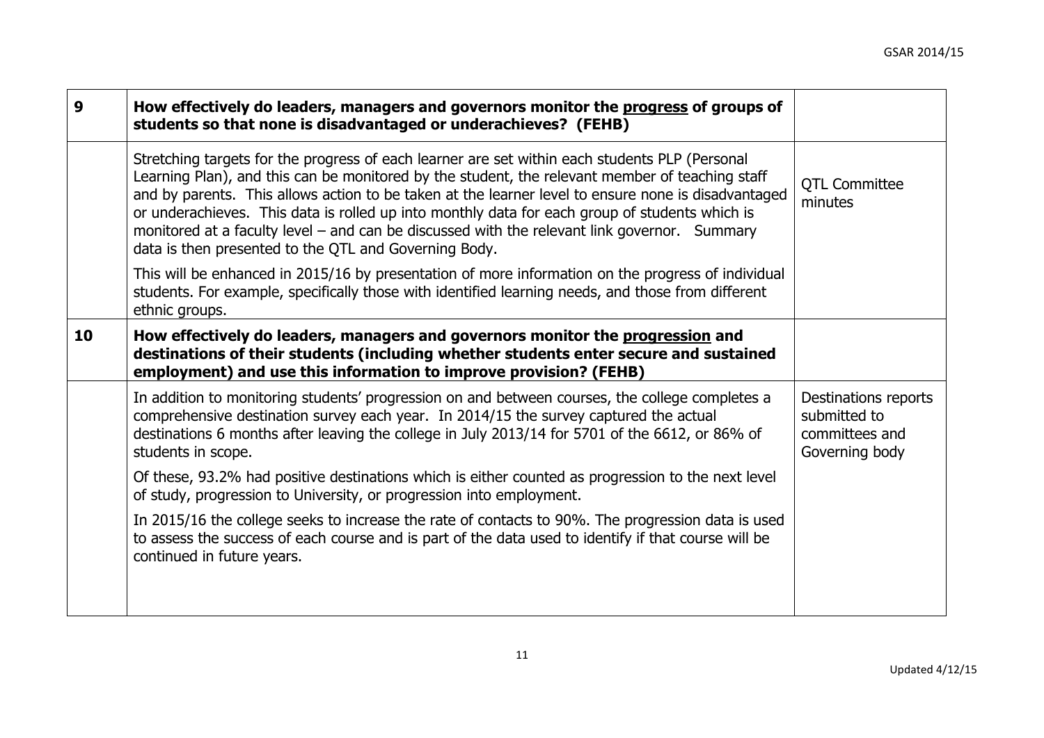| | | |
|---|---|---|
| **9** | **How effectively do leaders, managers and governors monitor the <u>progress</u> of groups of students so that none is disadvantaged or underachieves? (FEHB)** | |
| | Stretching targets for the progress of each learner are set within each students PLP (Personal Learning Plan), and this can be monitored by the student, the relevant member of teaching staff and by parents. This allows action to be taken at the learner level to ensure none is disadvantaged or underachieves. This data is rolled up into monthly data for each group of students which is monitored at a faculty level – and can be discussed with the relevant link governor. Summary data is then presented to the QTL and Governing Body.<br><br>This will be enhanced in 2015/16 by presentation of more information on the progress of individual students. For example, specifically those with identified learning needs, and those from different ethnic groups. | QTL Committee minutes |
| **10** | **How effectively do leaders, managers and governors monitor the <u>progression</u> and destinations of their students (including whether students enter secure and sustained employment) and use this information to improve provision? (FEHB)** | |
| | In addition to monitoring students' progression on and between courses, the college completes a comprehensive destination survey each year. In 2014/15 the survey captured the actual destinations 6 months after leaving the college in July 2013/14 for 5701 of the 6612, or 86% of students in scope.<br><br>Of these, 93.2% had positive destinations which is either counted as progression to the next level of study, progression to University, or progression into employment.<br><br>In 2015/16 the college seeks to increase the rate of contacts to 90%. The progression data is used to assess the success of each course and is part of the data used to identify if that course will be continued in future years. | Destinations reports submitted to committees and Governing body |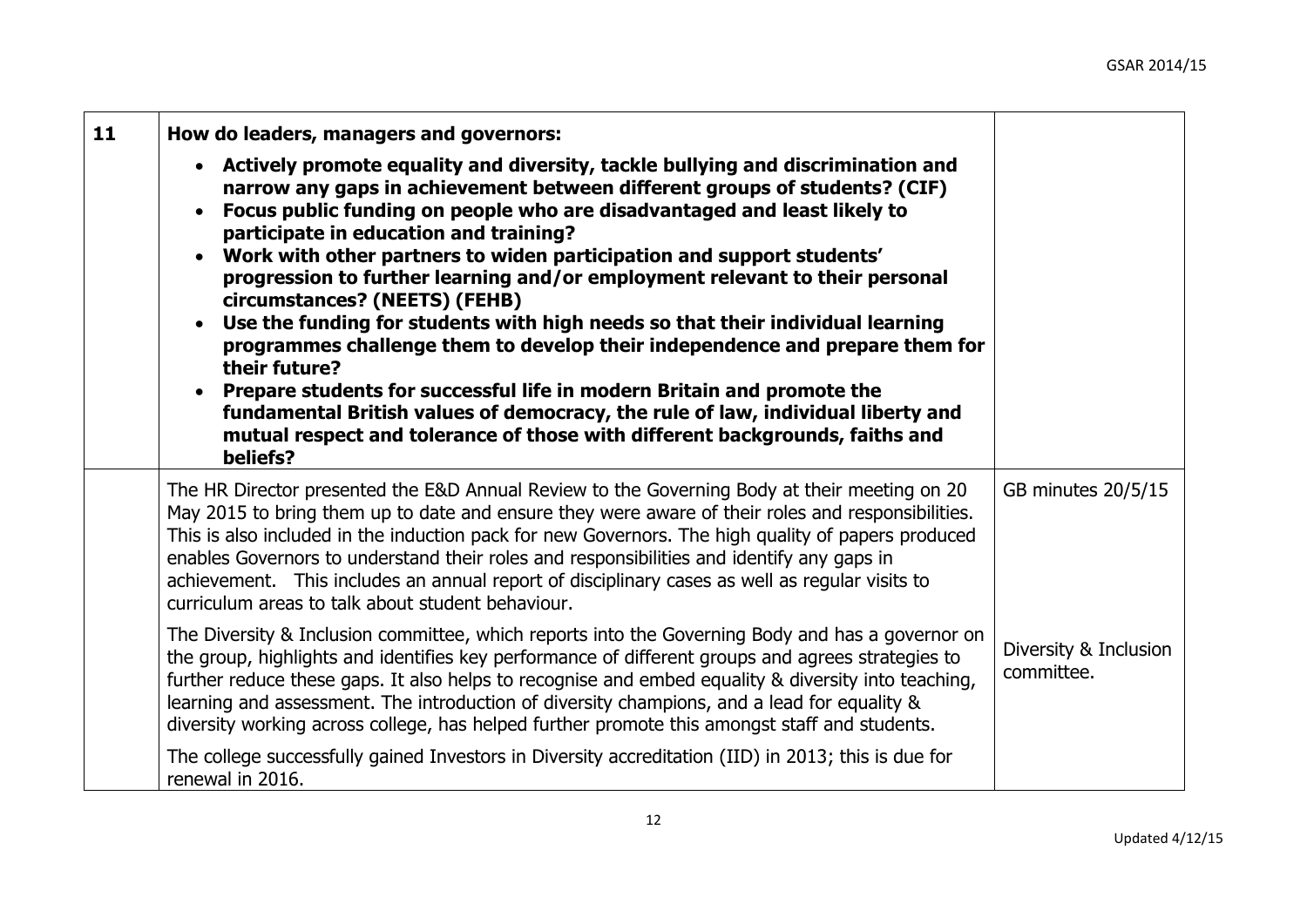| 11 | How do leaders, managers and governors: | |
|---|---|---|
| | **How do leaders, managers and governors:**<br>• **Actively promote equality and diversity, tackle bullying and discrimination and narrow any gaps in achievement between different groups of students? (CIF)**<br>• **Focus public funding on people who are disadvantaged and least likely to participate in education and training?**<br>• **Work with other partners to widen participation and support students' progression to further learning and/or employment relevant to their personal circumstances? (NEETS) (FEHB)**<br>• **Use the funding for students with high needs so that their individual learning programmes challenge them to develop their independence and prepare them for their future?**<br>• **Prepare students for successful life in modern Britain and promote the fundamental British values of democracy, the rule of law, individual liberty and mutual respect and tolerance of those with different backgrounds, faiths and beliefs?** | |
| | The HR Director presented the E&D Annual Review to the Governing Body at their meeting on 20 May 2015 to bring them up to date and ensure they were aware of their roles and responsibilities. This is also included in the induction pack for new Governors. The high quality of papers produced enables Governors to understand their roles and responsibilities and identify any gaps in achievement. This includes an annual report of disciplinary cases as well as regular visits to curriculum areas to talk about student behaviour. | GB minutes 20/5/15 |
| | The Diversity & Inclusion committee, which reports into the Governing Body and has a governor on the group, highlights and identifies key performance of different groups and agrees strategies to further reduce these gaps. It also helps to recognise and embed equality & diversity into teaching, learning and assessment. The introduction of diversity champions, and a lead for equality & diversity working across college, has helped further promote this amongst staff and students. | Diversity & Inclusion committee. |
| | The college successfully gained Investors in Diversity accreditation (IID) in 2013; this is due for renewal in 2016. | |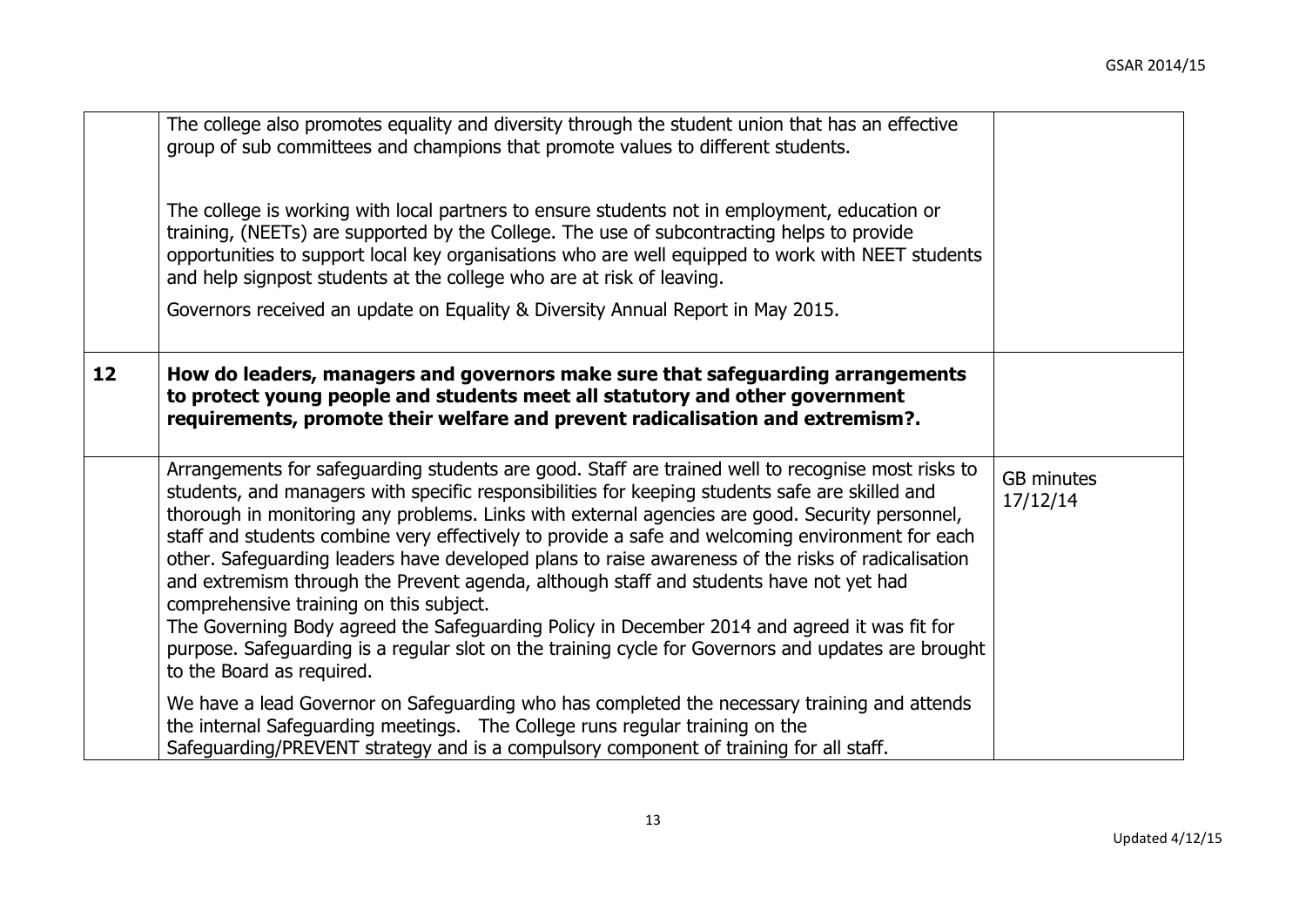| | | |
|---|---|---|
| | The college also promotes equality and diversity through the student union that has an effective group of sub committees and champions that promote values to different students.<br><br>The college is working with local partners to ensure students not in employment, education or training, (NEETs) are supported by the College. The use of subcontracting helps to provide opportunities to support local key organisations who are well equipped to work with NEET students and help signpost students at the college who are at risk of leaving.<br><br>Governors received an update on Equality & Diversity Annual Report in May 2015. | |
| **12** | **How do leaders, managers and governors make sure that safeguarding arrangements to protect young people and students meet all statutory and other government requirements, promote their welfare and prevent radicalisation and extremism?.** | |
| | Arrangements for safeguarding students are good. Staff are trained well to recognise most risks to students, and managers with specific responsibilities for keeping students safe are skilled and thorough in monitoring any problems. Links with external agencies are good. Security personnel, staff and students combine very effectively to provide a safe and welcoming environment for each other. Safeguarding leaders have developed plans to raise awareness of the risks of radicalisation and extremism through the Prevent agenda, although staff and students have not yet had comprehensive training on this subject.<br>The Governing Body agreed the Safeguarding Policy in December 2014 and agreed it was fit for purpose. Safeguarding is a regular slot on the training cycle for Governors and updates are brought to the Board as required.<br><br>We have a lead Governor on Safeguarding who has completed the necessary training and attends the internal Safeguarding meetings. The College runs regular training on the Safeguarding/PREVENT strategy and is a compulsory component of training for all staff. | GB minutes 17/12/14 |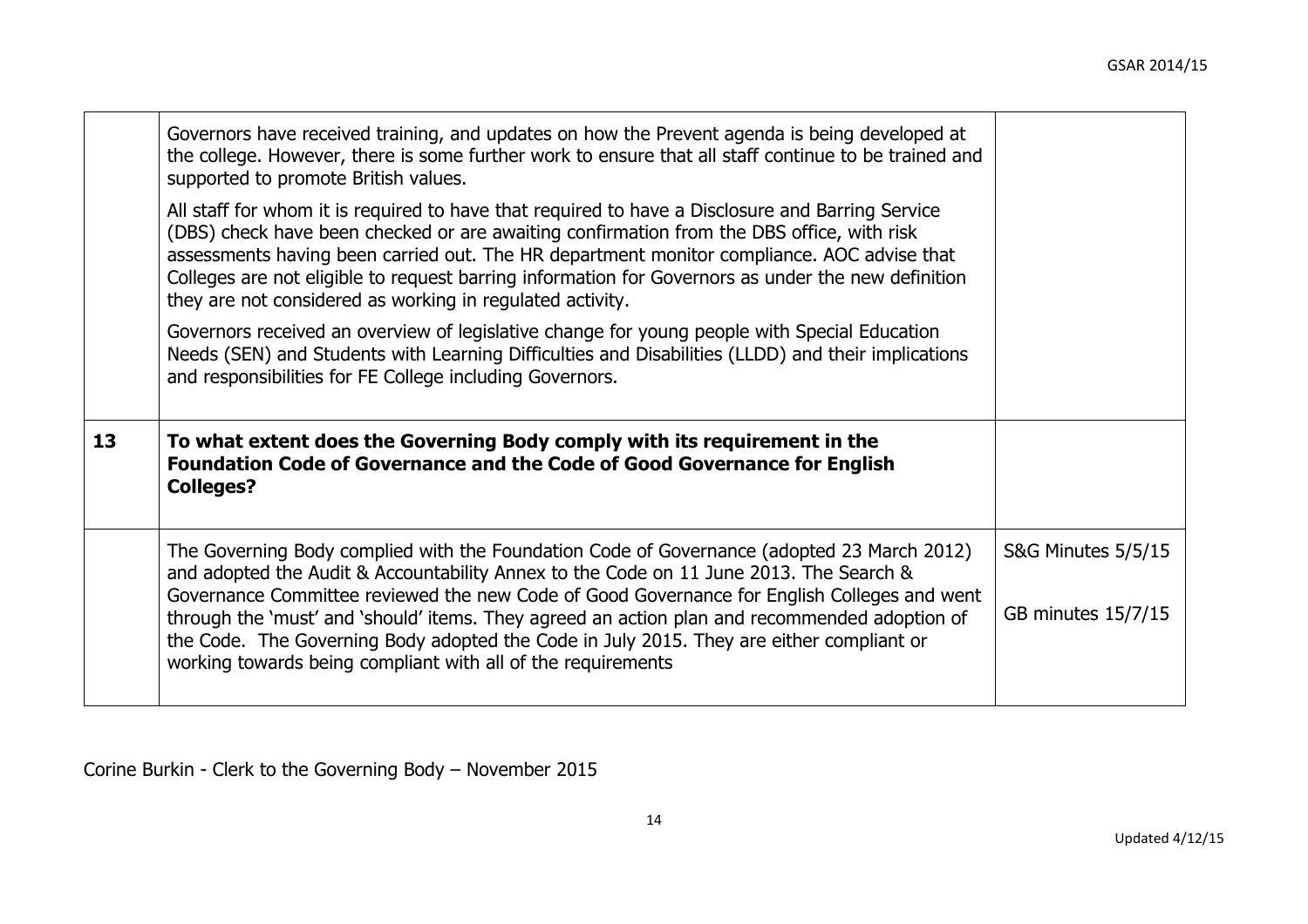| | | |
|---|---|---|
| | Governors have received training, and updates on how the Prevent agenda is being developed at the college. However, there is some further work to ensure that all staff continue to be trained and supported to promote British values.<br><br>All staff for whom it is required to have that required to have a Disclosure and Barring Service (DBS) check have been checked or are awaiting confirmation from the DBS office, with risk assessments having been carried out. The HR department monitor compliance. AOC advise that Colleges are not eligible to request barring information for Governors as under the new definition they are not considered as working in regulated activity.<br><br>Governors received an overview of legislative change for young people with Special Education Needs (SEN) and Students with Learning Difficulties and Disabilities (LLDD) and their implications and responsibilities for FE College including Governors. | |
| **13** | **To what extent does the Governing Body comply with its requirement in the Foundation Code of Governance and the Code of Good Governance for English Colleges?** | |
| | The Governing Body complied with the Foundation Code of Governance (adopted 23 March 2012) and adopted the Audit & Accountability Annex to the Code on 11 June 2013. The Search & Governance Committee reviewed the new Code of Good Governance for English Colleges and went through the 'must' and 'should' items. They agreed an action plan and recommended adoption of the Code. The Governing Body adopted the Code in July 2015. They are either compliant or working towards being compliant with all of the requirements | S&G Minutes 5/5/15<br><br>GB minutes 15/7/15 |

Corine Burkin - Clerk to the Governing Body – November 2015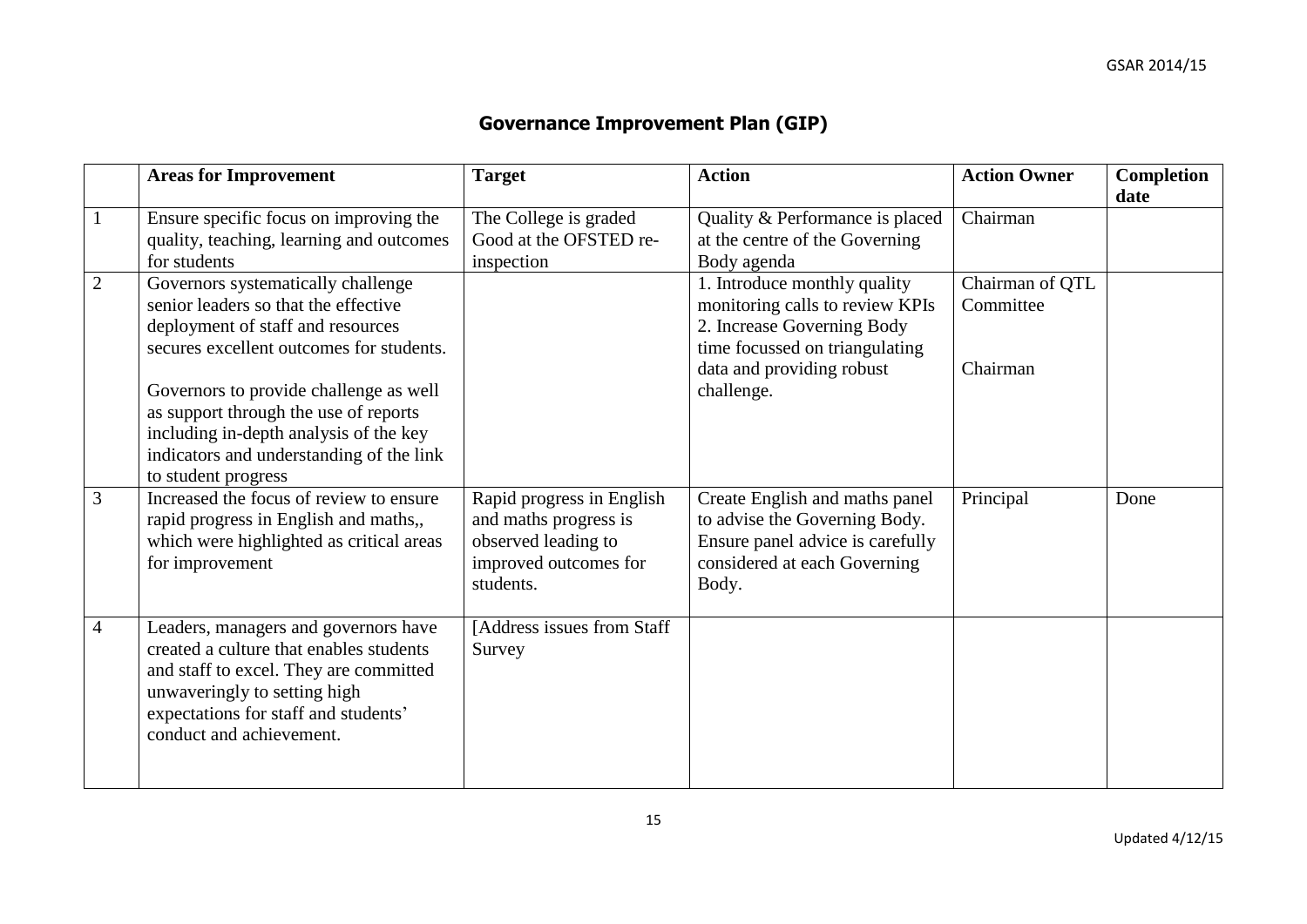## Governance Improvement Plan (GIP)

| | Areas for Improvement | Target | Action | Action Owner | Completion date |
|---|---|---|---|---|---|
| 1 | Ensure specific focus on improving the quality, teaching, learning and outcomes for students | The College is graded Good at the OFSTED re-inspection | Quality & Performance is placed at the centre of the Governing Body agenda | Chairman | |
| 2 | Governors systematically challenge senior leaders so that the effective deployment of staff and resources secures excellent outcomes for students.<br><br>Governors to provide challenge as well as support through the use of reports including in-depth analysis of the key indicators and understanding of the link to student progress | | 1. Introduce monthly quality monitoring calls to review KPIs<br>2. Increase Governing Body time focussed on triangulating data and providing robust challenge. | Chairman of QTL Committee<br><br>Chairman | |
| 3 | Increased the focus of review to ensure rapid progress in English and maths,, which were highlighted as critical areas for improvement | Rapid progress in English and maths progress is observed leading to improved outcomes for students. | Create English and maths panel to advise the Governing Body. Ensure panel advice is carefully considered at each Governing Body. | Principal | Done |
| 4 | Leaders, managers and governors have created a culture that enables students and staff to excel. They are committed unwaveringly to setting high expectations for staff and students' conduct and achievement. | [Address issues from Staff Survey | | | |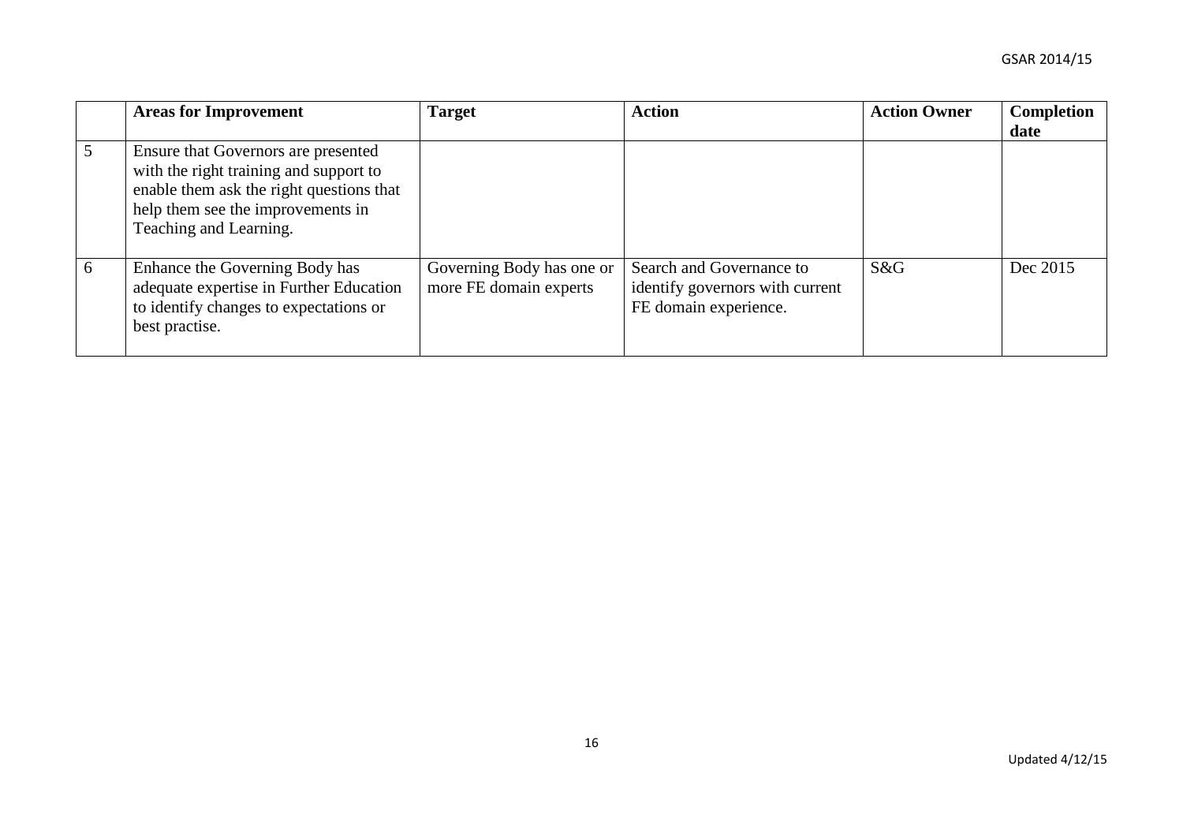| | Areas for Improvement | Target | Action | Action Owner | Completion date |
|---|---|---|---|---|---|
| 5 | Ensure that Governors are presented with the right training and support to enable them ask the right questions that help them see the improvements in Teaching and Learning. | | | | |
| 6 | Enhance the Governing Body has adequate expertise in Further Education to identify changes to expectations or best practise. | Governing Body has one or more FE domain experts | Search and Governance to identify governors with current FE domain experience. | S&G | Dec 2015 |

Updated 4/12/15